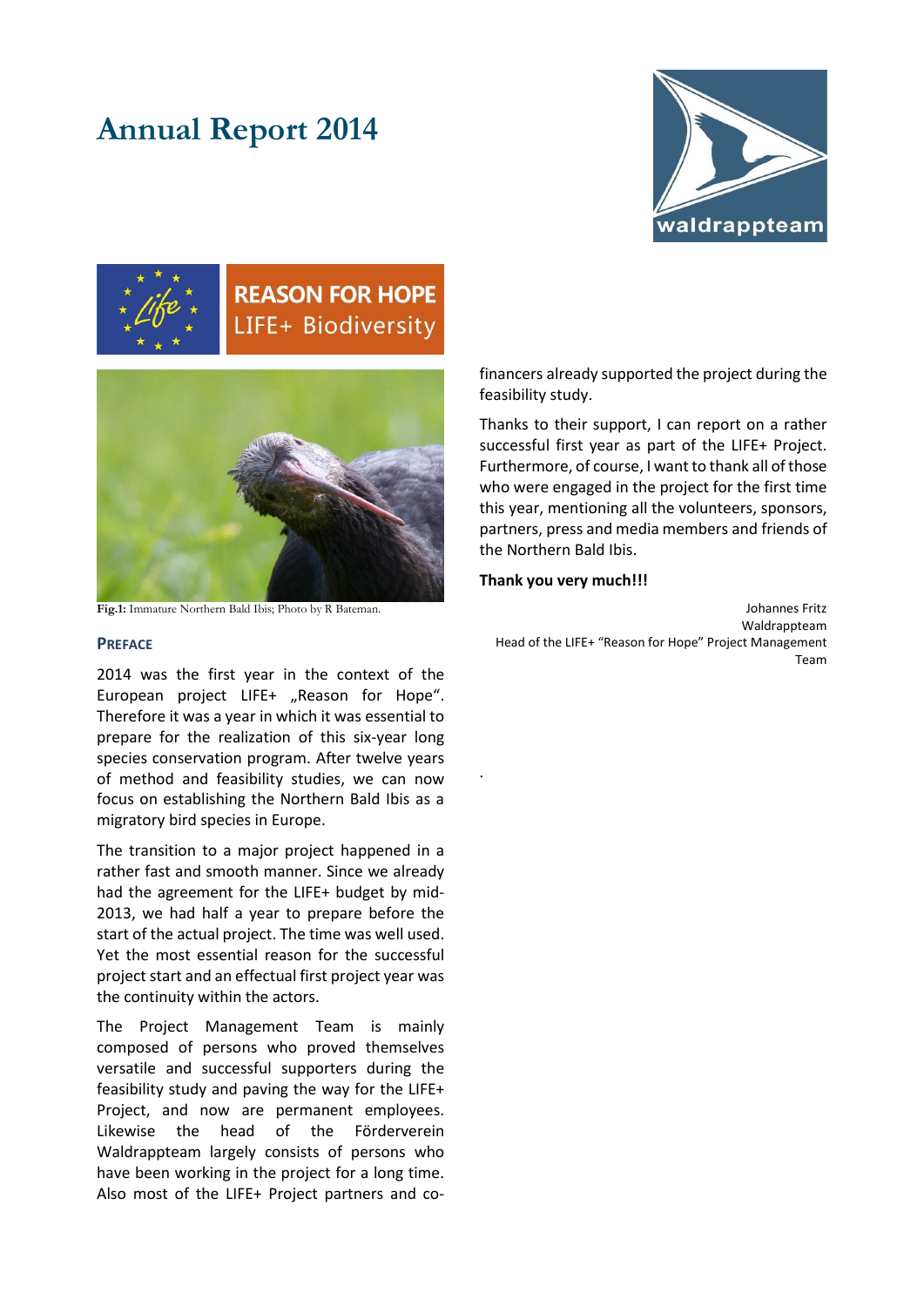# Annual Report 2014

waldrappteam

REASON FOR HOPE
LIFE+ Biodiversity

**Fig.1:** Immature Northern Bald Ibis; Photo by R Bateman.

## PREFACE

2014 was the first year in the context of the European project LIFE+ „Reason for Hope". Therefore it was a year in which it was essential to prepare for the realization of this six-year long species conservation program. After twelve years of method and feasibility studies, we can now focus on establishing the Northern Bald Ibis as a migratory bird species in Europe.

The transition to a major project happened in a rather fast and smooth manner. Since we already had the agreement for the LIFE+ budget by mid-2013, we had half a year to prepare before the start of the actual project. The time was well used. Yet the most essential reason for the successful project start and an effectual first project year was the continuity within the actors.

The Project Management Team is mainly composed of persons who proved themselves versatile and successful supporters during the feasibility study and paving the way for the LIFE+ Project, and now are permanent employees. Likewise the head of the Förderverein Waldrappteam largely consists of persons who have been working in the project for a long time. Also most of the LIFE+ Project partners and co-financers already supported the project during the feasibility study.

Thanks to their support, I can report on a rather successful first year as part of the LIFE+ Project. Furthermore, of course, I want to thank all of those who were engaged in the project for the first time this year, mentioning all the volunteers, sponsors, partners, press and media members and friends of the Northern Bald Ibis.

**Thank you very much!!!**

Johannes Fritz
Waldrappteam
Head of the LIFE+ "Reason for Hope" Project Management Team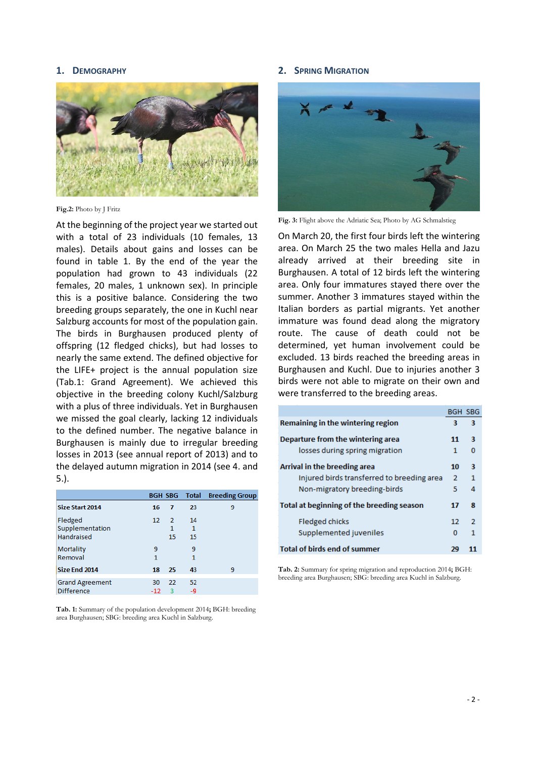## 1. Demography

Fig.2: Photo by J Fritz

At the beginning of the project year we started out with a total of 23 individuals (10 females, 13 males). Details about gains and losses can be found in table 1. By the end of the year the population had grown to 43 individuals (22 females, 20 males, 1 unknown sex). In principle this is a positive balance. Considering the two breeding groups separately, the one in Kuchl near Salzburg accounts for most of the population gain. The birds in Burghausen produced plenty of offspring (12 fledged chicks), but had losses to nearly the same extend. The defined objective for the LIFE+ project is the annual population size (Tab.1: Grand Agreement). We achieved this objective in the breeding colony Kuchl/Salzburg with a plus of three individuals. Yet in Burghausen we missed the goal clearly, lacking 12 individuals to the defined number. The negative balance in Burghausen is mainly due to irregular breeding losses in 2013 (see annual report of 2013) and to the delayed autumn migration in 2014 (see 4. and 5.).

| | BGH | SBG | Total | Breeding Group |
|---|---|---|---|---|
| **Size Start 2014** | 16 | 7 | 23 | 9 |
| Fledged | 12 | 2 | 14 | |
| Supplementation | | 1 | 1 | |
| Handraised | | 15 | 15 | |
| Mortality | 9 | | 9 | |
| Removal | 1 | | 1 | |
| **Size End 2014** | 18 | 25 | 43 | 9 |
| Grand Agreement | 30 | 22 | 52 | |
| Difference | -12 | 3 | -9 | |

**Tab. 1:** Summary of the population development 2014; BGH: breeding area Burghausen; SBG: breeding area Kuchl in Salzburg.

## 2. Spring Migration

**Fig. 3:** Flight above the Adriatic Sea; Photo by AG Schmalstieg

On March 20, the first four birds left the wintering area. On March 25 the two males Hella and Jazu already arrived at their breeding site in Burghausen. A total of 12 birds left the wintering area. Only four immatures stayed there over the summer. Another 3 immatures stayed within the Italian borders as partial migrants. Yet another immature was found dead along the migratory route. The cause of death could not be determined, yet human involvement could be excluded. 13 birds reached the breeding areas in Burghausen and Kuchl. Due to injuries another 3 birds were not able to migrate on their own and were transferred to the breeding areas.

| | BGH | SBG |
|---|---|---|
| **Remaining in the wintering region** | **3** | **3** |
| **Departure from the wintering area** | **11** | **3** |
| losses during spring migration | 1 | 0 |
| **Arrival in the breeding area** | **10** | **3** |
| Injured birds transferred to breeding area | 2 | 1 |
| Non-migratory breeding-birds | 5 | 4 |
| **Total at beginning of the breeding season** | **17** | **8** |
| Fledged chicks | 12 | 2 |
| Supplemented juveniles | 0 | 1 |
| **Total of birds end of summer** | **29** | **11** |

**Tab. 2:** Summary for spring migration and reproduction 2014; BGH: breeding area Burghausen; SBG: breeding area Kuchl in Salzburg.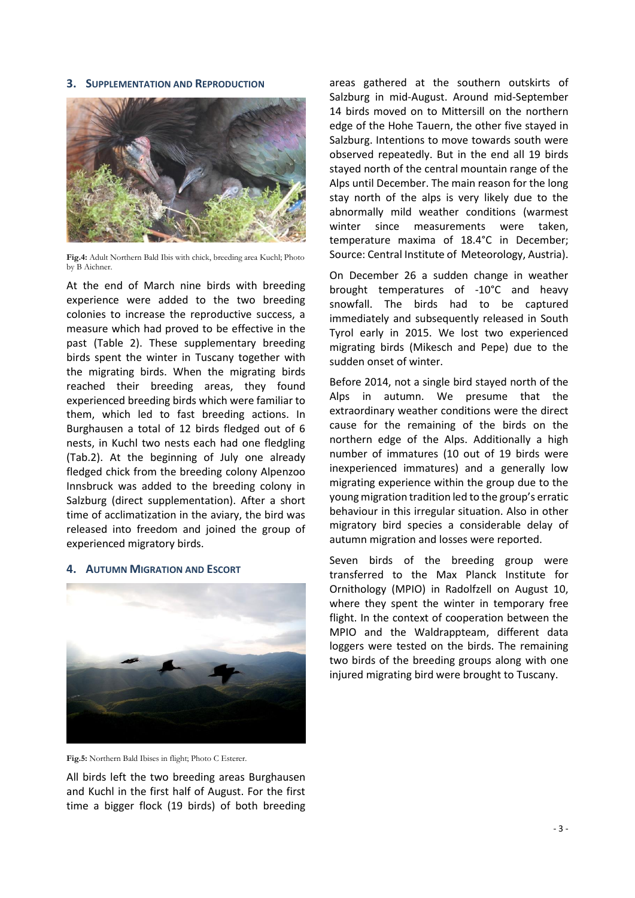## 3. Supplementation and Reproduction

Fig.4: Adult Northern Bald Ibis with chick, breeding area Kuchl; Photo by B Aichner.

At the end of March nine birds with breeding experience were added to the two breeding colonies to increase the reproductive success, a measure which had proved to be effective in the past (Table 2). These supplementary breeding birds spent the winter in Tuscany together with the migrating birds. When the migrating birds reached their breeding areas, they found experienced breeding birds which were familiar to them, which led to fast breeding actions. In Burghausen a total of 12 birds fledged out of 6 nests, in Kuchl two nests each had one fledgling (Tab.2). At the beginning of July one already fledged chick from the breeding colony Alpenzoo Innsbruck was added to the breeding colony in Salzburg (direct supplementation). After a short time of acclimatization in the aviary, the bird was released into freedom and joined the group of experienced migratory birds.

## 4. Autumn Migration and Escort

Fig.5: Northern Bald Ibises in flight; Photo C Esterer.

All birds left the two breeding areas Burghausen and Kuchl in the first half of August. For the first time a bigger flock (19 birds) of both breeding areas gathered at the southern outskirts of Salzburg in mid-August. Around mid-September 14 birds moved on to Mittersill on the northern edge of the Hohe Tauern, the other five stayed in Salzburg. Intentions to move towards south were observed repeatedly. But in the end all 19 birds stayed north of the central mountain range of the Alps until December. The main reason for the long stay north of the alps is very likely due to the abnormally mild weather conditions (warmest winter since measurements were taken, temperature maxima of 18.4°C in December; Source: Central Institute of Meteorology, Austria).

On December 26 a sudden change in weather brought temperatures of -10°C and heavy snowfall. The birds had to be captured immediately and subsequently released in South Tyrol early in 2015. We lost two experienced migrating birds (Mikesch and Pepe) due to the sudden onset of winter.

Before 2014, not a single bird stayed north of the Alps in autumn. We presume that the extraordinary weather conditions were the direct cause for the remaining of the birds on the northern edge of the Alps. Additionally a high number of immatures (10 out of 19 birds were inexperienced immatures) and a generally low migrating experience within the group due to the young migration tradition led to the group's erratic behaviour in this irregular situation. Also in other migratory bird species a considerable delay of autumn migration and losses were reported.

Seven birds of the breeding group were transferred to the Max Planck Institute for Ornithology (MPIO) in Radolfzell on August 10, where they spent the winter in temporary free flight. In the context of cooperation between the MPIO and the Waldrappteam, different data loggers were tested on the birds. The remaining two birds of the breeding groups along with one injured migrating bird were brought to Tuscany.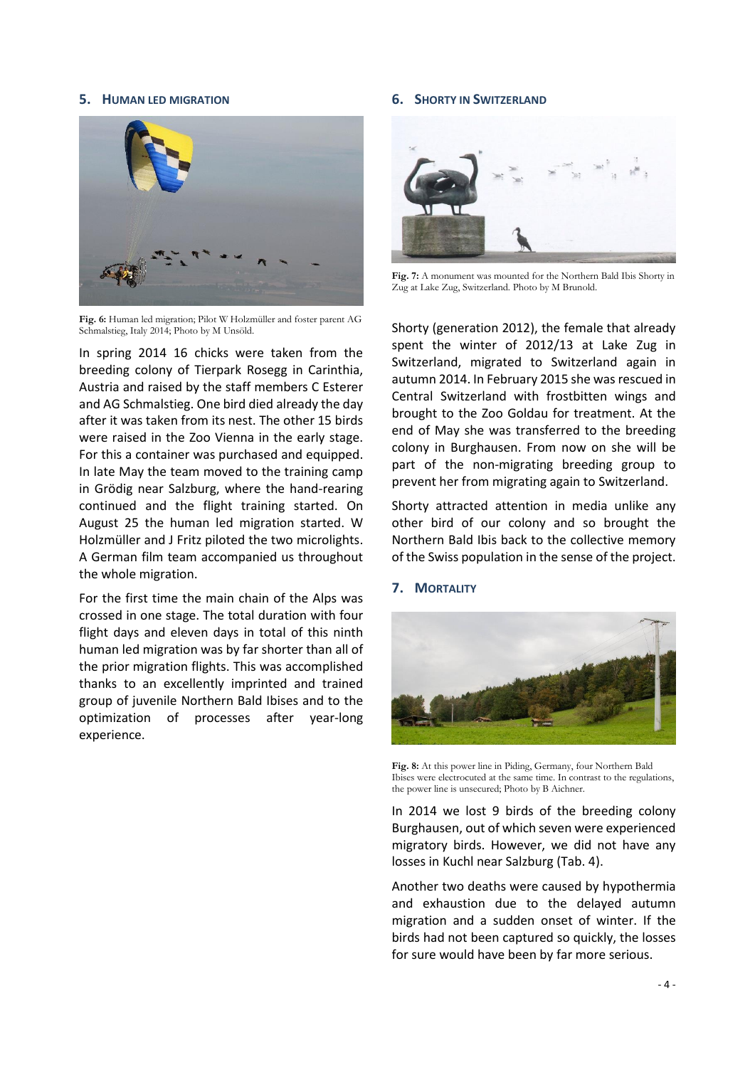## 5. Human led migration

**Fig. 6:** Human led migration; Pilot W Holzmüller and foster parent AG Schmalstieg, Italy 2014; Photo by M Unsöld.

In spring 2014 16 chicks were taken from the breeding colony of Tierpark Rosegg in Carinthia, Austria and raised by the staff members C Esterer and AG Schmalstieg. One bird died already the day after it was taken from its nest. The other 15 birds were raised in the Zoo Vienna in the early stage. For this a container was purchased and equipped. In late May the team moved to the training camp in Grödig near Salzburg, where the hand-rearing continued and the flight training started. On August 25 the human led migration started. W Holzmüller and J Fritz piloted the two microlights. A German film team accompanied us throughout the whole migration.

For the first time the main chain of the Alps was crossed in one stage. The total duration with four flight days and eleven days in total of this ninth human led migration was by far shorter than all of the prior migration flights. This was accomplished thanks to an excellently imprinted and trained group of juvenile Northern Bald Ibises and to the optimization of processes after year-long experience.

## 6. Shorty in Switzerland

**Fig. 7:** A monument was mounted for the Northern Bald Ibis Shorty in Zug at Lake Zug, Switzerland. Photo by M Brunold.

Shorty (generation 2012), the female that already spent the winter of 2012/13 at Lake Zug in Switzerland, migrated to Switzerland again in autumn 2014. In February 2015 she was rescued in Central Switzerland with frostbitten wings and brought to the Zoo Goldau for treatment. At the end of May she was transferred to the breeding colony in Burghausen. From now on she will be part of the non-migrating breeding group to prevent her from migrating again to Switzerland.

Shorty attracted attention in media unlike any other bird of our colony and so brought the Northern Bald Ibis back to the collective memory of the Swiss population in the sense of the project.

## 7. Mortality

**Fig. 8:** At this power line in Piding, Germany, four Northern Bald Ibises were electrocuted at the same time. In contrast to the regulations, the power line is unsecured; Photo by B Aichner.

In 2014 we lost 9 birds of the breeding colony Burghausen, out of which seven were experienced migratory birds. However, we did not have any losses in Kuchl near Salzburg (Tab. 4).

Another two deaths were caused by hypothermia and exhaustion due to the delayed autumn migration and a sudden onset of winter. If the birds had not been captured so quickly, the losses for sure would have been by far more serious.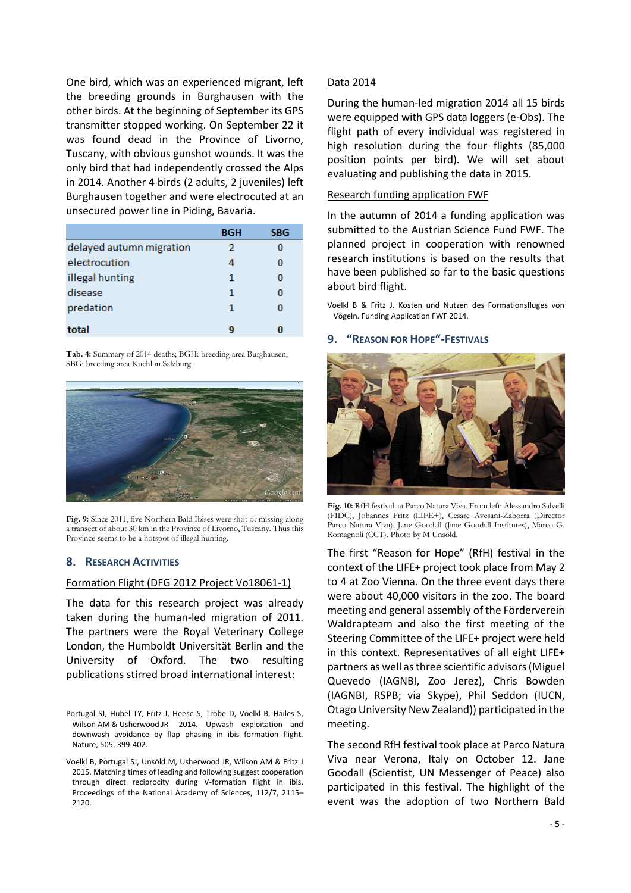One bird, which was an experienced migrant, left the breeding grounds in Burghausen with the other birds. At the beginning of September its GPS transmitter stopped working. On September 22 it was found dead in the Province of Livorno, Tuscany, with obvious gunshot wounds. It was the only bird that had independently crossed the Alps in 2014. Another 4 birds (2 adults, 2 juveniles) left Burghausen together and were electrocuted at an unsecured power line in Piding, Bavaria.

| | BGH | SBG |
|---|---|---|
| delayed autumn migration | 2 | 0 |
| electrocution | 4 | 0 |
| illegal hunting | 1 | 0 |
| disease | 1 | 0 |
| predation | 1 | 0 |
| **total** | **9** | **0** |

**Tab. 4:** Summary of 2014 deaths; BGH: breeding area Burghausen; SBG: breeding area Kuchl in Salzburg.

**Fig. 9:** Since 2011, five Northern Bald Ibises were shot or missing along a transect of about 30 km in the Province of Livorno, Tuscany. Thus this Province seems to be a hotspot of illegal hunting.

## 8. Research Activities

### Formation Flight (DFG 2012 Project Vo18061-1)

The data for this research project was already taken during the human-led migration of 2011. The partners were the Royal Veterinary College London, the Humboldt Universität Berlin and the University of Oxford. The two resulting publications stirred broad international interest:

Portugal SJ, Hubel TY, Fritz J, Heese S, Trobe D, Voelkl B, Hailes S, Wilson AM & Usherwood JR 2014. Upwash exploitation and downwash avoidance by flap phasing in ibis formation flight. Nature, 505, 399-402.

Voelkl B, Portugal SJ, Unsöld M, Usherwood JR, Wilson AM & Fritz J 2015. Matching times of leading and following suggest cooperation through direct reciprocity during V-formation flight in ibis. Proceedings of the National Academy of Sciences, 112/7, 2115–2120.

### Data 2014

During the human-led migration 2014 all 15 birds were equipped with GPS data loggers (e-Obs). The flight path of every individual was registered in high resolution during the four flights (85,000 position points per bird). We will set about evaluating and publishing the data in 2015.

### Research funding application FWF

In the autumn of 2014 a funding application was submitted to the Austrian Science Fund FWF. The planned project in cooperation with renowned research institutions is based on the results that have been published so far to the basic questions about bird flight.

Voelkl B & Fritz J. Kosten und Nutzen des Formationsfluges von Vögeln. Funding Application FWF 2014.

## 9. "Reason for Hope"-Festivals

**Fig. 10:** RfH festival at Parco Natura Viva. From left: Alessandro Salvelli (FIDC), Johannes Fritz (LIFE+), Cesare Avesani-Zaborra (Director Parco Natura Viva), Jane Goodall (Jane Goodall Institutes), Marco G. Romagnoli (CCT). Photo by M Unsöld.

The first "Reason for Hope" (RfH) festival in the context of the LIFE+ project took place from May 2 to 4 at Zoo Vienna. On the three event days there were about 40,000 visitors in the zoo. The board meeting and general assembly of the Förderverein Waldrapteam and also the first meeting of the Steering Committee of the LIFE+ project were held in this context. Representatives of all eight LIFE+ partners as well as three scientific advisors (Miguel Quevedo (IAGNBI, Zoo Jerez), Chris Bowden (IAGNBI, RSPB; via Skype), Phil Seddon (IUCN, Otago University New Zealand)) participated in the meeting.

The second RfH festival took place at Parco Natura Viva near Verona, Italy on October 12. Jane Goodall (Scientist, UN Messenger of Peace) also participated in this festival. The highlight of the event was the adoption of two Northern Bald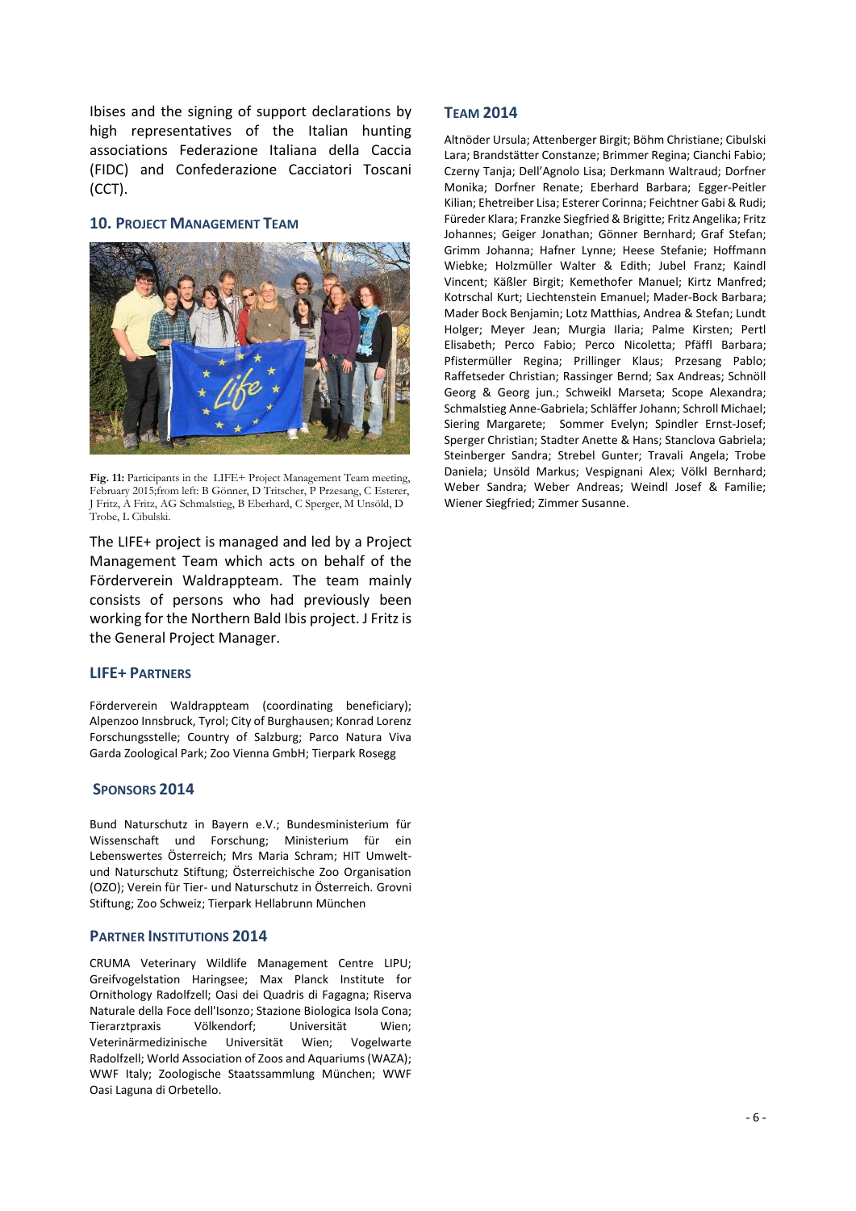Ibises and the signing of support declarations by high representatives of the Italian hunting associations Federazione Italiana della Caccia (FIDC) and Confederazione Cacciatori Toscani (CCT).

## 10. Project Management Team

**Fig. 11:** Participants in the LIFE+ Project Management Team meeting, February 2015;from left: B Gönner, D Tritscher, P Przesang, C Esterer, J Fritz, A Fritz, AG Schmalstieg, B Eberhard, C Sperger, M Unsöld, D Trobe, L Cibulski.

The LIFE+ project is managed and led by a Project Management Team which acts on behalf of the Förderverein Waldrappteam. The team mainly consists of persons who had previously been working for the Northern Bald Ibis project. J Fritz is the General Project Manager.

### LIFE+ Partners

Förderverein Waldrappteam (coordinating beneficiary); Alpenzoo Innsbruck, Tyrol; City of Burghausen; Konrad Lorenz Forschungsstelle; Country of Salzburg; Parco Natura Viva Garda Zoological Park; Zoo Vienna GmbH; Tierpark Rosegg

### Sponsors 2014

Bund Naturschutz in Bayern e.V.; Bundesministerium für Wissenschaft und Forschung; Ministerium für ein Lebenswertes Österreich; Mrs Maria Schram; HIT Umwelt- und Naturschutz Stiftung; Österreichische Zoo Organisation (OZO); Verein für Tier- und Naturschutz in Österreich. Grovni Stiftung; Zoo Schweiz; Tierpark Hellabrunn München

### Partner Institutions 2014

CRUMA Veterinary Wildlife Management Centre LIPU; Greifvogelstation Haringsee; Max Planck Institute for Ornithology Radolfzell; Oasi dei Quadris di Fagagna; Riserva Naturale della Foce dell'Isonzo; Stazione Biologica Isola Cona; Tierarztpraxis Völkendorf; Universität Wien; Veterinärmedizinische Universität Wien; Vogelwarte Radolfzell; World Association of Zoos and Aquariums (WAZA); WWF Italy; Zoologische Staatssammlung München; WWF Oasi Laguna di Orbetello.

### Team 2014

Altnöder Ursula; Attenberger Birgit; Böhm Christiane; Cibulski Lara; Brandstätter Constanze; Brimmer Regina; Cianchi Fabio; Czerny Tanja; Dell'Agnolo Lisa; Derkmann Waltraud; Dorfner Monika; Dorfner Renate; Eberhard Barbara; Egger-Peitler Kilian; Ehetreiber Lisa; Esterer Corinna; Feichtner Gabi & Rudi; Füreder Klara; Franzke Siegfried & Brigitte; Fritz Angelika; Fritz Johannes; Geiger Jonathan; Gönner Bernhard; Graf Stefan; Grimm Johanna; Hafner Lynne; Heese Stefanie; Hoffmann Wiebke; Holzmüller Walter & Edith; Jubel Franz; Kaindl Vincent; Käßler Birgit; Kemethofer Manuel; Kirtz Manfred; Kotrschal Kurt; Liechtenstein Emanuel; Mader-Bock Barbara; Mader Bock Benjamin; Lotz Matthias, Andrea & Stefan; Lundt Holger; Meyer Jean; Murgia Ilaria; Palme Kirsten; Pertl Elisabeth; Perco Fabio; Perco Nicoletta; Pfäffl Barbara; Pfistermüller Regina; Prillinger Klaus; Przesang Pablo; Raffetseder Christian; Rassinger Bernd; Sax Andreas; Schnöll Georg & Georg jun.; Schweikl Marseta; Scope Alexandra; Schmalstieg Anne-Gabriela; Schläffer Johann; Schroll Michael; Siering Margarete; Sommer Evelyn; Spindler Ernst-Josef; Sperger Christian; Stadter Anette & Hans; Stanclova Gabriela; Steinberger Sandra; Strebel Gunter; Travali Angela; Trobe Daniela; Unsöld Markus; Vespignani Alex; Völkl Bernhard; Weber Sandra; Weber Andreas; Weindl Josef & Familie; Wiener Siegfried; Zimmer Susanne.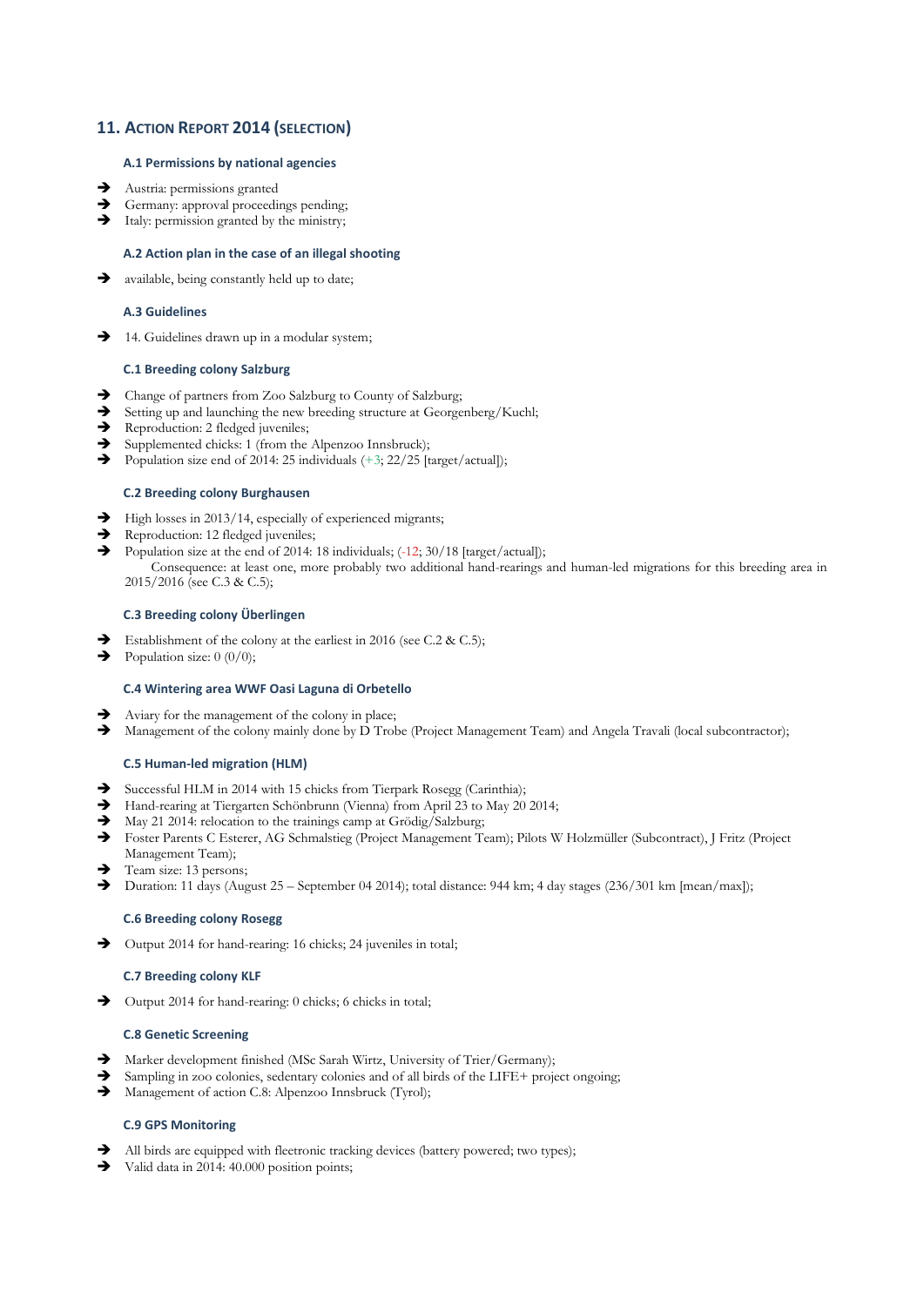## 11. Action Report 2014 (selection)

### A.1 Permissions by national agencies

- Austria: permissions granted
- Germany: approval proceedings pending;
- Italy: permission granted by the ministry;

### A.2 Action plan in the case of an illegal shooting

- available, being constantly held up to date;

### A.3 Guidelines

- 14. Guidelines drawn up in a modular system;

### C.1 Breeding colony Salzburg

- Change of partners from Zoo Salzburg to County of Salzburg;
- Setting up and launching the new breeding structure at Georgenberg/Kuchl;
- Reproduction: 2 fledged juveniles;
- Supplemented chicks: 1 (from the Alpenzoo Innsbruck);
- Population size end of 2014: 25 individuals (+3; 22/25 [target/actual]);

### C.2 Breeding colony Burghausen

- High losses in 2013/14, especially of experienced migrants;
- Reproduction: 12 fledged juveniles;
- Population size at the end of 2014: 18 individuals; (-12; 30/18 [target/actual]);
  Consequence: at least one, more probably two additional hand-rearings and human-led migrations for this breeding area in 2015/2016 (see C.3 & C.5);

### C.3 Breeding colony Überlingen

- Establishment of the colony at the earliest in 2016 (see C.2 & C.5);
- Population size: 0 (0/0);

### C.4 Wintering area WWF Oasi Laguna di Orbetello

- Aviary for the management of the colony in place;
- Management of the colony mainly done by D Trobe (Project Management Team) and Angela Travali (local subcontractor);

### C.5 Human-led migration (HLM)

- Successful HLM in 2014 with 15 chicks from Tierpark Rosegg (Carinthia);
- Hand-rearing at Tiergarten Schönbrunn (Vienna) from April 23 to May 20 2014;
- May 21 2014: relocation to the trainings camp at Grödig/Salzburg;
- Foster Parents C Esterer, AG Schmalstieg (Project Management Team); Pilots W Holzmüller (Subcontract), J Fritz (Project Management Team);
- Team size: 13 persons;
- Duration: 11 days (August 25 – September 04 2014); total distance: 944 km; 4 day stages (236/301 km [mean/max]);

### C.6 Breeding colony Rosegg

- Output 2014 for hand-rearing: 16 chicks; 24 juveniles in total;

### C.7 Breeding colony KLF

- Output 2014 for hand-rearing: 0 chicks; 6 chicks in total;

### C.8 Genetic Screening

- Marker development finished (MSc Sarah Wirtz, University of Trier/Germany);
- Sampling in zoo colonies, sedentary colonies and of all birds of the LIFE+ project ongoing;
- Management of action C.8: Alpenzoo Innsbruck (Tyrol);

### C.9 GPS Monitoring

- All birds are equipped with fleetronic tracking devices (battery powered; two types);
- Valid data in 2014: 40.000 position points;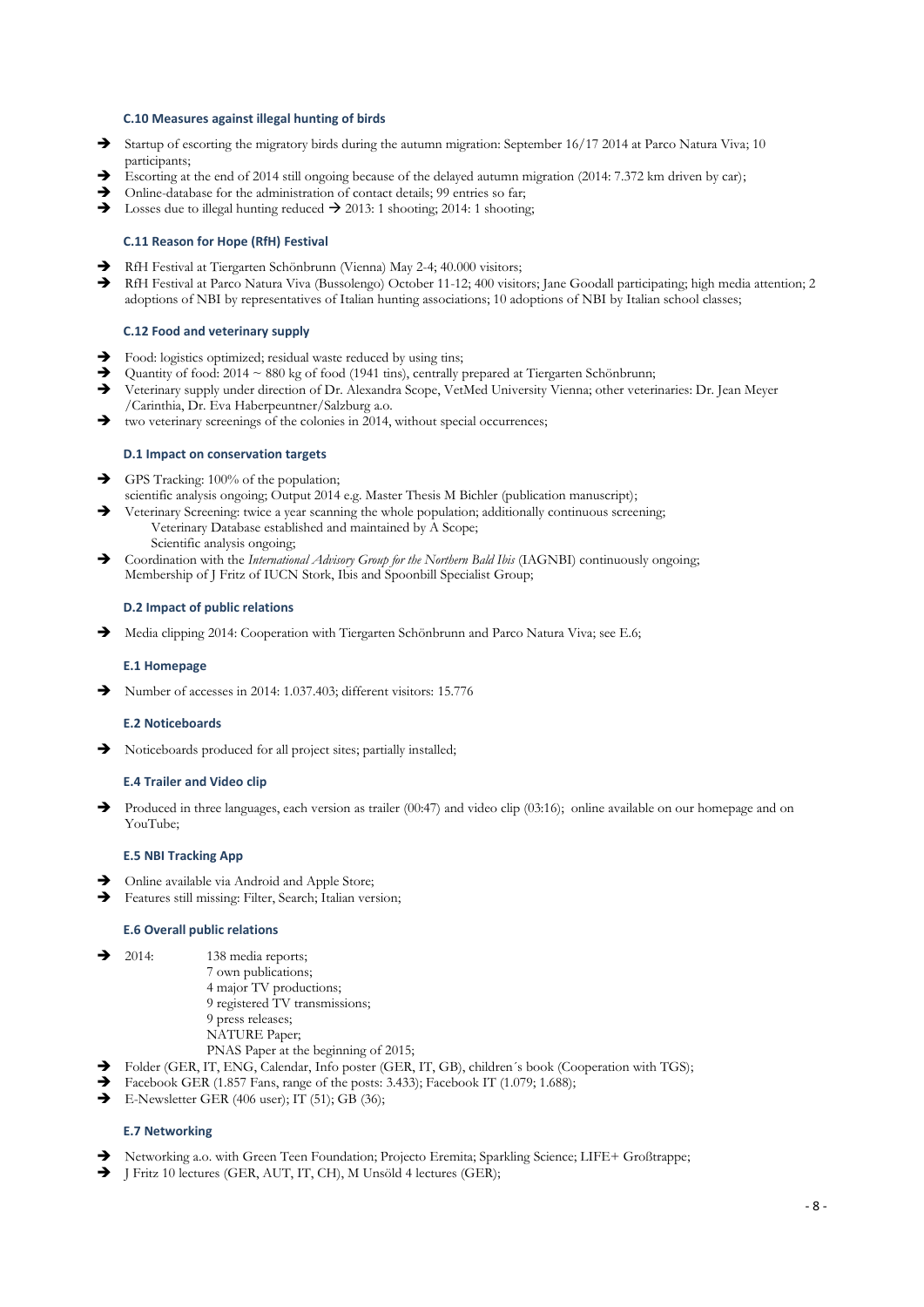### C.10 Measures against illegal hunting of birds

- ➔ Startup of escorting the migratory birds during the autumn migration: September 16/17 2014 at Parco Natura Viva; 10 participants;
- ➔ Escorting at the end of 2014 still ongoing because of the delayed autumn migration (2014: 7.372 km driven by car);
- ➔ Online-database for the administration of contact details; 99 entries so far;
- ➔ Losses due to illegal hunting reduced ➔ 2013: 1 shooting; 2014: 1 shooting;

### C.11 Reason for Hope (RfH) Festival

- ➔ RfH Festival at Tiergarten Schönbrunn (Vienna) May 2-4; 40.000 visitors;
- ➔ RfH Festival at Parco Natura Viva (Bussolengo) October 11-12; 400 visitors; Jane Goodall participating; high media attention; 2 adoptions of NBI by representatives of Italian hunting associations; 10 adoptions of NBI by Italian school classes;

### C.12 Food and veterinary supply

- ➔ Food: logistics optimized; residual waste reduced by using tins;
- ➔ Quantity of food: 2014 ~ 880 kg of food (1941 tins), centrally prepared at Tiergarten Schönbrunn;
- ➔ Veterinary supply under direction of Dr. Alexandra Scope, VetMed University Vienna; other veterinaries: Dr. Jean Meyer /Carinthia, Dr. Eva Haberpeuntner/Salzburg a.o.
- ➔ two veterinary screenings of the colonies in 2014, without special occurrences;

### D.1 Impact on conservation targets

- ➔ GPS Tracking: 100% of the population;
  scientific analysis ongoing; Output 2014 e.g. Master Thesis M Bichler (publication manuscript);
- ➔ Veterinary Screening: twice a year scanning the whole population; additionally continuous screening;
  Veterinary Database established and maintained by A Scope;
  Scientific analysis ongoing;
- ➔ Coordination with the *International Advisory Group for the Northern Bald Ibis* (IAGNBI) continuously ongoing;
  Membership of J Fritz of IUCN Stork, Ibis and Spoonbill Specialist Group;

### D.2 Impact of public relations

- ➔ Media clipping 2014: Cooperation with Tiergarten Schönbrunn and Parco Natura Viva; see E.6;

### E.1 Homepage

- ➔ Number of accesses in 2014: 1.037.403; different visitors: 15.776

### E.2 Noticeboards

- ➔ Noticeboards produced for all project sites; partially installed;

### E.4 Trailer and Video clip

- ➔ Produced in three languages, each version as trailer (00:47) and video clip (03:16); online available on our homepage and on YouTube;

### E.5 NBI Tracking App

- ➔ Online available via Android and Apple Store;
- ➔ Features still missing: Filter, Search; Italian version;

### E.6 Overall public relations

- ➔ 2014:
  - 138 media reports;
  - 7 own publications;
  - 4 major TV productions;
  - 9 registered TV transmissions;
  - 9 press releases;
  - NATURE Paper;
  - PNAS Paper at the beginning of 2015;
- ➔ Folder (GER, IT, ENG, Calendar, Info poster (GER, IT, GB), children´s book (Cooperation with TGS);
- ➔ Facebook GER (1.857 Fans, range of the posts: 3.433); Facebook IT (1.079; 1.688);
- ➔ E-Newsletter GER (406 user); IT (51); GB (36);

### E.7 Networking

- ➔ Networking a.o. with Green Teen Foundation; Projecto Eremita; Sparkling Science; LIFE+ Großtrappe;
- ➔ J Fritz 10 lectures (GER, AUT, IT, CH), M Unsöld 4 lectures (GER);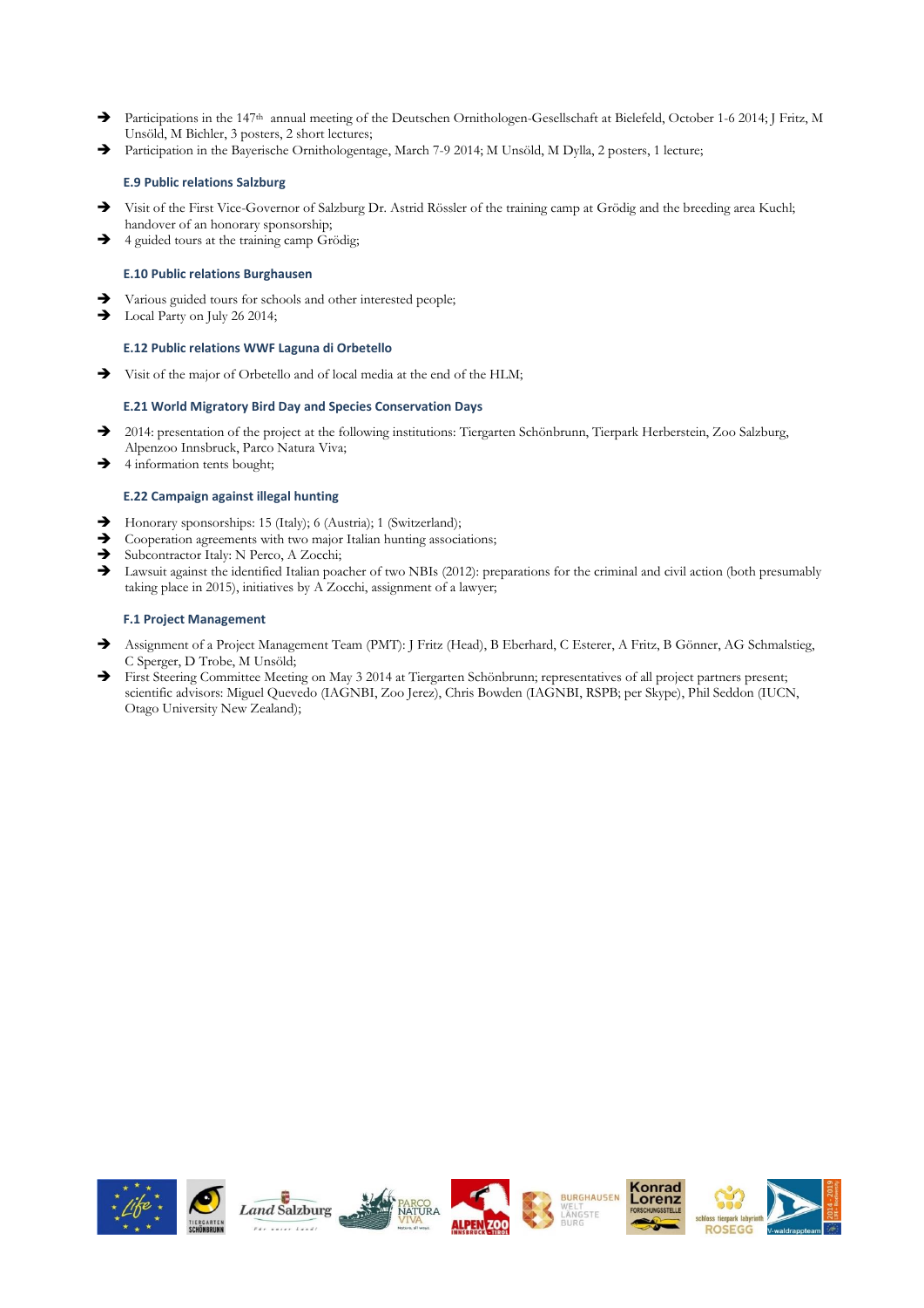- Participations in the 147th annual meeting of the Deutschen Ornithologen-Gesellschaft at Bielefeld, October 1-6 2014; J Fritz, M Unsöld, M Bichler, 3 posters, 2 short lectures;
- Participation in the Bayerische Ornithologentage, March 7-9 2014; M Unsöld, M Dylla, 2 posters, 1 lecture;

### E.9 Public relations Salzburg

- Visit of the First Vice-Governor of Salzburg Dr. Astrid Rössler of the training camp at Grödig and the breeding area Kuchl; handover of an honorary sponsorship;
- 4 guided tours at the training camp Grödig;

### E.10 Public relations Burghausen

- Various guided tours for schools and other interested people;
- Local Party on July 26 2014;

### E.12 Public relations WWF Laguna di Orbetello

- Visit of the major of Orbetello and of local media at the end of the HLM;

### E.21 World Migratory Bird Day and Species Conservation Days

- 2014: presentation of the project at the following institutions: Tiergarten Schönbrunn, Tierpark Herberstein, Zoo Salzburg, Alpenzoo Innsbruck, Parco Natura Viva;
- 4 information tents bought;

### E.22 Campaign against illegal hunting

- Honorary sponsorships: 15 (Italy); 6 (Austria); 1 (Switzerland);
- Cooperation agreements with two major Italian hunting associations;
- Subcontractor Italy: N Perco, A Zocchi;
- Lawsuit against the identified Italian poacher of two NBIs (2012): preparations for the criminal and civil action (both presumably taking place in 2015), initiatives by A Zocchi, assignment of a lawyer;

### F.1 Project Management

- Assignment of a Project Management Team (PMT): J Fritz (Head), B Eberhard, C Esterer, A Fritz, B Gönner, AG Schmalstieg, C Sperger, D Trobe, M Unsöld;
- First Steering Committee Meeting on May 3 2014 at Tiergarten Schönbrunn; representatives of all project partners present; scientific advisors: Miguel Quevedo (IAGNBI, Zoo Jerez), Chris Bowden (IAGNBI, RSPB; per Skype), Phil Seddon (IUCN, Otago University New Zealand);